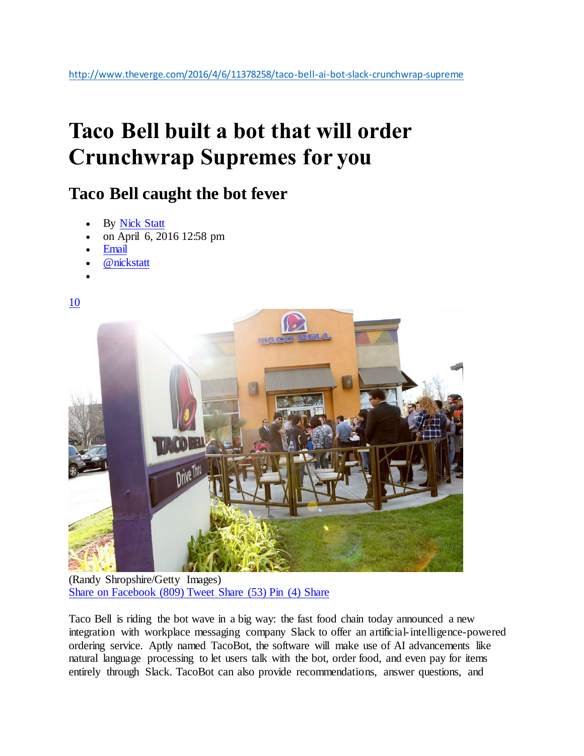http://www.theverge.com/2016/4/6/11378258/taco-bell-ai-bot-slack-crunchwrap-supreme

# Taco Bell built a bot that will order Crunchwrap Supremes for you

## Taco Bell caught the bot fever

- By Nick Statt
- on April 6, 2016 12:58 pm
- Email
- @nickstatt
- 

10

(Randy Shropshire/Getty Images)

Share on Facebook (809) Tweet Share (53) Pin (4) Share

Taco Bell is riding the bot wave in a big way: the fast food chain today announced a new integration with workplace messaging company Slack to offer an artificial-intelligence-powered ordering service. Aptly named TacoBot, the software will make use of AI advancements like natural language processing to let users talk with the bot, order food, and even pay for items entirely through Slack. TacoBot can also provide recommendations, answer questions, and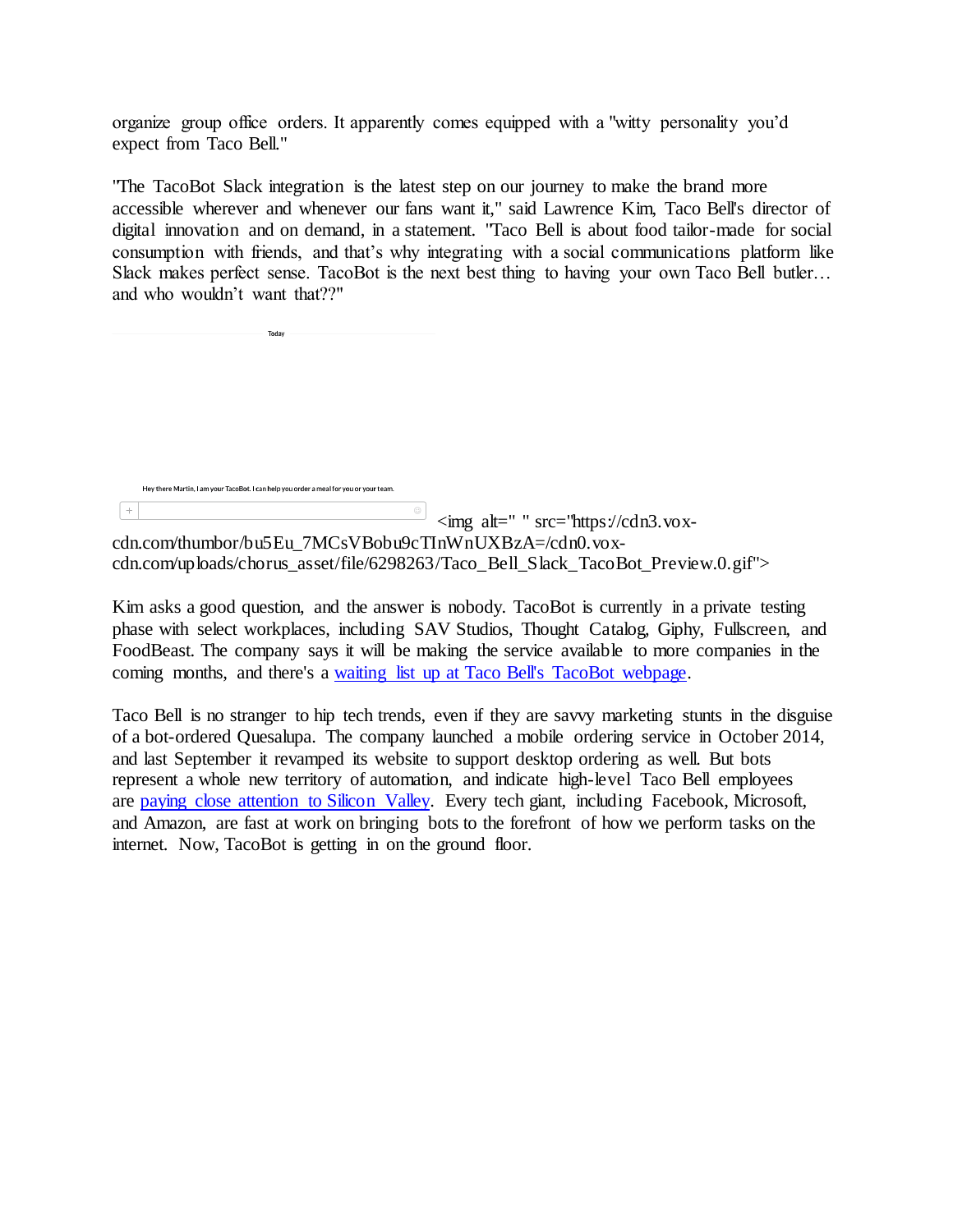organize group office orders. It apparently comes equipped with a "witty personality you'd expect from Taco Bell."

"The TacoBot Slack integration is the latest step on our journey to make the brand more accessible wherever and whenever our fans want it," said Lawrence Kim, Taco Bell's director of digital innovation and on demand, in a statement. "Taco Bell is about food tailor-made for social consumption with friends, and that's why integrating with a social communications platform like Slack makes perfect sense. TacoBot is the next best thing to having your own Taco Bell butler… and who wouldn't want that??"

Today

Hey there Martin, I am your TacoBot. I can help you order a meal for you or your team.

<img alt=" " src="https://cdn3.vox-cdn.com/thumbor/bu5Eu_7MCsVBobu9cTInWnUXBzA=/cdn0.vox-cdn.com/uploads/chorus_asset/file/6298263/Taco_Bell_Slack_TacoBot_Preview.0.gif">

Kim asks a good question, and the answer is nobody. TacoBot is currently in a private testing phase with select workplaces, including SAV Studios, Thought Catalog, Giphy, Fullscreen, and FoodBeast. The company says it will be making the service available to more companies in the coming months, and there's a [waiting list up at Taco Bell's TacoBot webpage]().

Taco Bell is no stranger to hip tech trends, even if they are savvy marketing stunts in the disguise of a bot-ordered Quesalupa. The company launched a mobile ordering service in October 2014, and last September it revamped its website to support desktop ordering as well. But bots represent a whole new territory of automation, and indicate high-level Taco Bell employees are [paying close attention to Silicon Valley](). Every tech giant, including Facebook, Microsoft, and Amazon, are fast at work on bringing bots to the forefront of how we perform tasks on the internet. Now, TacoBot is getting in on the ground floor.